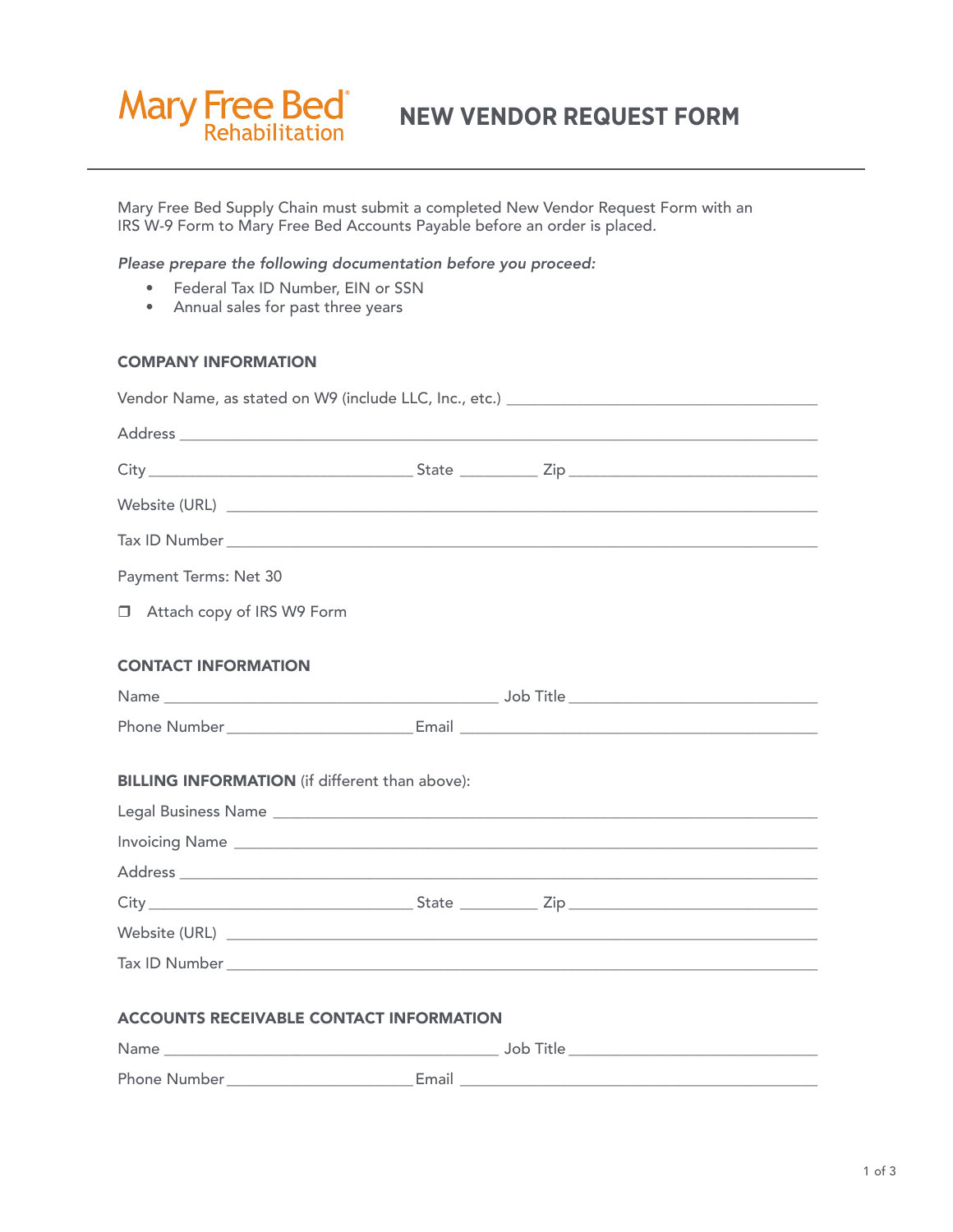Mary Free Bed Rehabilitation

# NEW VENDOR REQUEST FORM

Mary Free Bed Supply Chain must submit a completed New Vendor Request Form with an IRS W-9 Form to Mary Free Bed Accounts Payable before an order is placed.

*Please prepare the following documentation before you proceed:*

- Federal Tax ID Number, EIN or SSN
- Annual sales for past three years

## COMPANY INFORMATION

Vendor Name, as stated on W9 (include LLC, Inc., etc.) ______________________________

Address ______________________________

City ______________________ State ________ Zip ______________________

Website (URL) ______________________________

Tax ID Number ______________________________

Payment Terms: Net 30

❐ Attach copy of IRS W9 Form

## CONTACT INFORMATION

Name ______________________________ Job Title ______________________

Phone Number ____________________ Email ______________________________

## BILLING INFORMATION (if different than above):

Legal Business Name ______________________________

Invoicing Name ______________________________

Address ______________________________

City ______________________ State ________ Zip ______________________

Website (URL) ______________________________

Tax ID Number ______________________________

## ACCOUNTS RECEIVABLE CONTACT INFORMATION

Name ______________________________ Job Title ______________________

Phone Number ____________________ Email ______________________________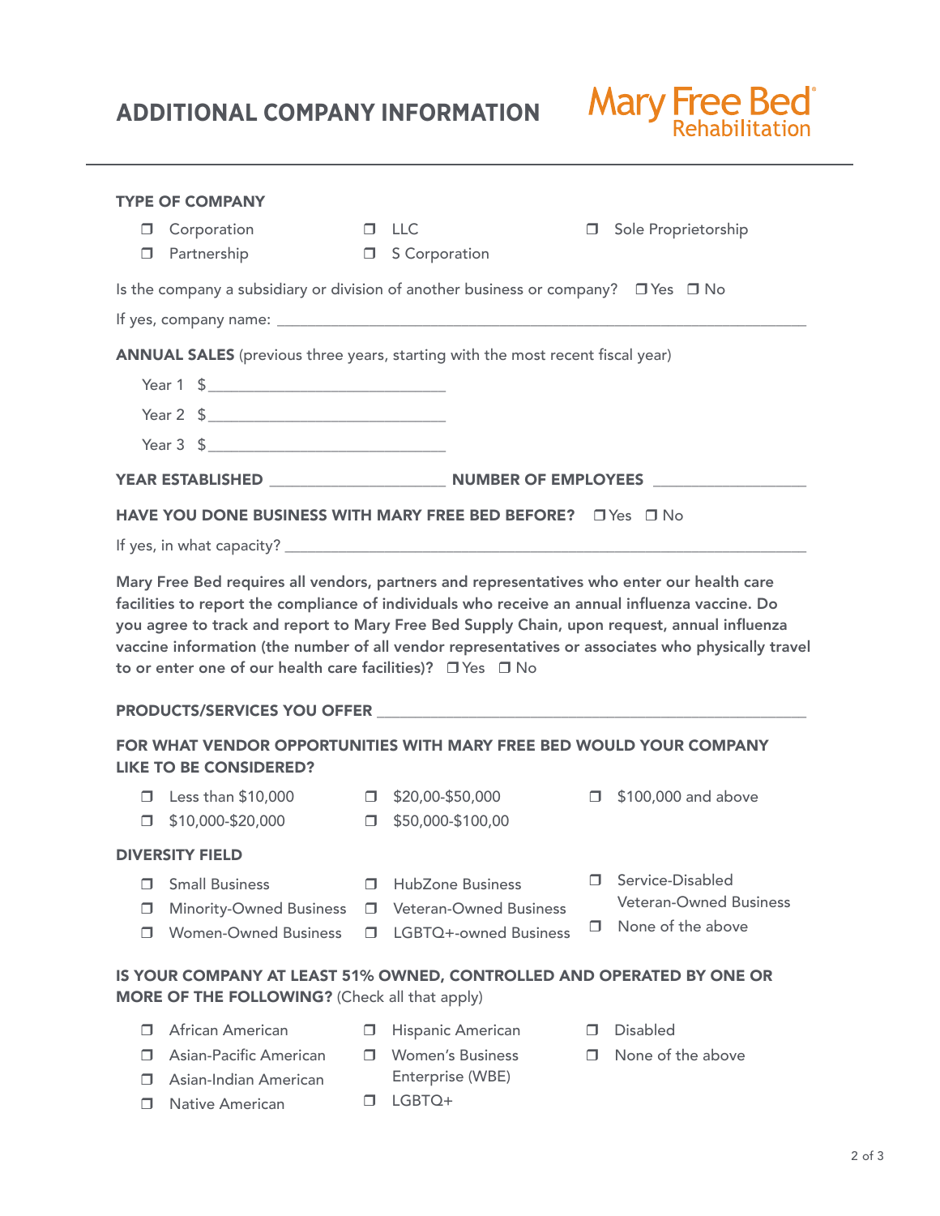# ADDITIONAL COMPANY INFORMATION

Mary Free Bed Rehabilitation

## TYPE OF COMPANY

- ❒ Corporation
- ❒ LLC
- ❒ Sole Proprietorship
- ❒ Partnership
- ❒ S Corporation

Is the company a subsidiary or division of another business or company? ❒ Yes ❒ No

If yes, company name: ____________________________________________________________

**ANNUAL SALES** (previous three years, starting with the most recent fiscal year)

Year 1 $____________________________

Year 2 $____________________________

Year 3 $____________________________

**YEAR ESTABLISHED** ____________________ **NUMBER OF EMPLOYEES** __________________

**HAVE YOU DONE BUSINESS WITH MARY FREE BED BEFORE?** ❒ Yes ❒ No

If yes, in what capacity? ____________________________________________________________

**Mary Free Bed requires all vendors, partners and representatives who enter our health care facilities to report the compliance of individuals who receive an annual influenza vaccine. Do you agree to track and report to Mary Free Bed Supply Chain, upon request, annual influenza vaccine information (the number of all vendor representatives or associates who physically travel to or enter one of our health care facilities)?** ❒ Yes ❒ No

**PRODUCTS/SERVICES YOU OFFER** ________________________________________________

**FOR WHAT VENDOR OPPORTUNITIES WITH MARY FREE BED WOULD YOUR COMPANY LIKE TO BE CONSIDERED?**

- ❒ Less than $10,000
- ❒ $20,00-$50,000
- ❒ $100,000 and above
- ❒ $10,000-$20,000
- ❒ $50,000-$100,00

**DIVERSITY FIELD**

- ❒ Small Business
- ❒ HubZone Business
- ❒ Service-Disabled Veteran-Owned Business
- ❒ Minority-Owned Business
- ❒ Veteran-Owned Business
- ❒ None of the above
- ❒ Women-Owned Business
- ❒ LGBTQ+-owned Business

**IS YOUR COMPANY AT LEAST 51% OWNED, CONTROLLED AND OPERATED BY ONE OR MORE OF THE FOLLOWING?** (Check all that apply)

- ❒ African American
- ❒ Hispanic American
- ❒ Disabled
- ❒ Asian-Pacific American
- ❒ Women's Business Enterprise (WBE)
- ❒ None of the above
- ❒ Asian-Indian American
- ❒ Native American
- ❒ LGBTQ+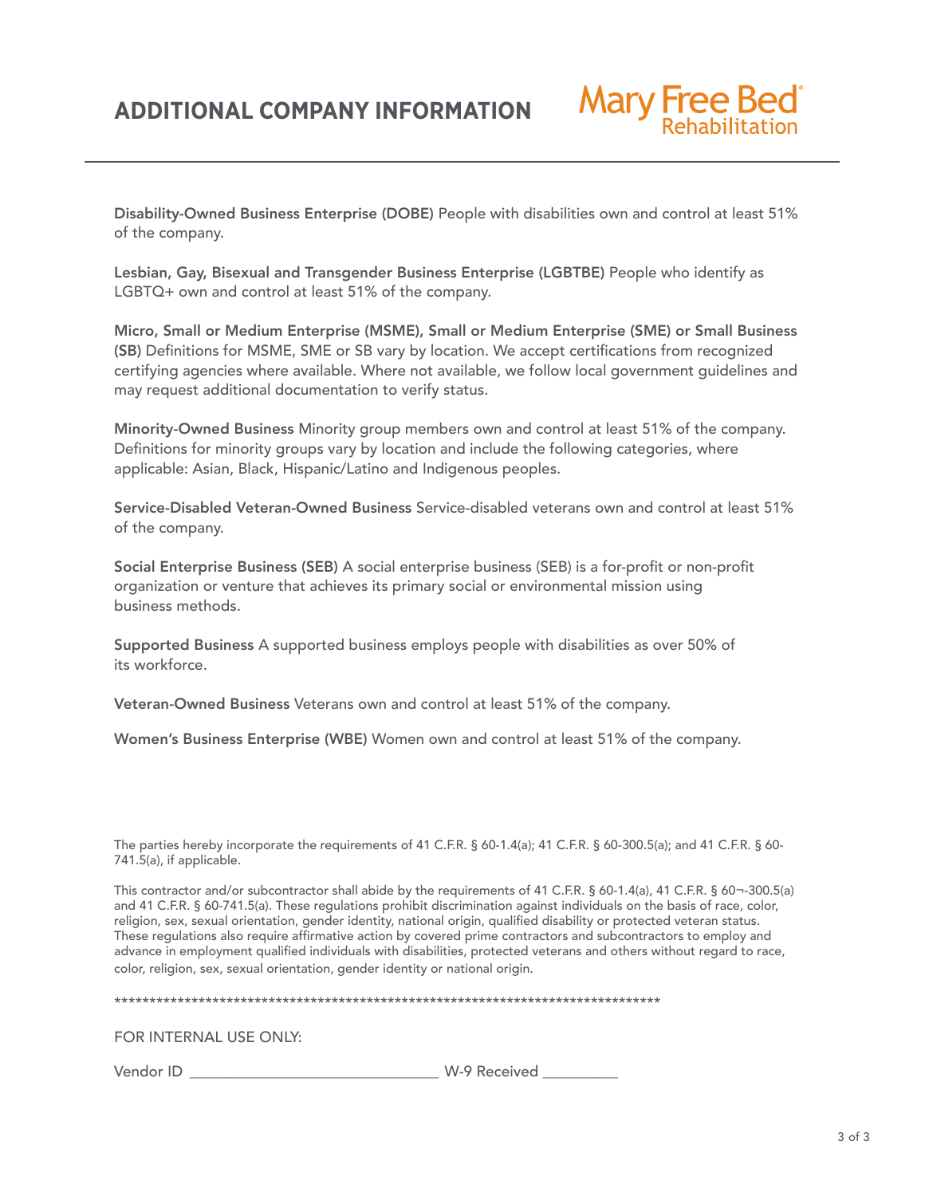# ADDITIONAL COMPANY INFORMATION

Mary Free Bed Rehabilitation

**Disability-Owned Business Enterprise (DOBE)** People with disabilities own and control at least 51% of the company.

**Lesbian, Gay, Bisexual and Transgender Business Enterprise (LGBTBE)** People who identify as LGBTQ+ own and control at least 51% of the company.

**Micro, Small or Medium Enterprise (MSME), Small or Medium Enterprise (SME) or Small Business (SB)** Definitions for MSME, SME or SB vary by location. We accept certifications from recognized certifying agencies where available. Where not available, we follow local government guidelines and may request additional documentation to verify status.

**Minority-Owned Business** Minority group members own and control at least 51% of the company. Definitions for minority groups vary by location and include the following categories, where applicable: Asian, Black, Hispanic/Latino and Indigenous peoples.

**Service-Disabled Veteran-Owned Business** Service-disabled veterans own and control at least 51% of the company.

**Social Enterprise Business (SEB)** A social enterprise business (SEB) is a for-profit or non-profit organization or venture that achieves its primary social or environmental mission using business methods.

**Supported Business** A supported business employs people with disabilities as over 50% of its workforce.

**Veteran-Owned Business** Veterans own and control at least 51% of the company.

**Women's Business Enterprise (WBE)** Women own and control at least 51% of the company.

The parties hereby incorporate the requirements of 41 C.F.R. § 60-1.4(a); 41 C.F.R. § 60-300.5(a); and 41 C.F.R. § 60-741.5(a), if applicable.

This contractor and/or subcontractor shall abide by the requirements of 41 C.F.R. § 60-1.4(a), 41 C.F.R. § 60¬-300.5(a) and 41 C.F.R. § 60-741.5(a). These regulations prohibit discrimination against individuals on the basis of race, color, religion, sex, sexual orientation, gender identity, national origin, qualified disability or protected veteran status. These regulations also require affirmative action by covered prime contractors and subcontractors to employ and advance in employment qualified individuals with disabilities, protected veterans and others without regard to race, color, religion, sex, sexual orientation, gender identity or national origin.

********************************************************************************

FOR INTERNAL USE ONLY:

Vendor ID ______________________________ W-9 Received _________